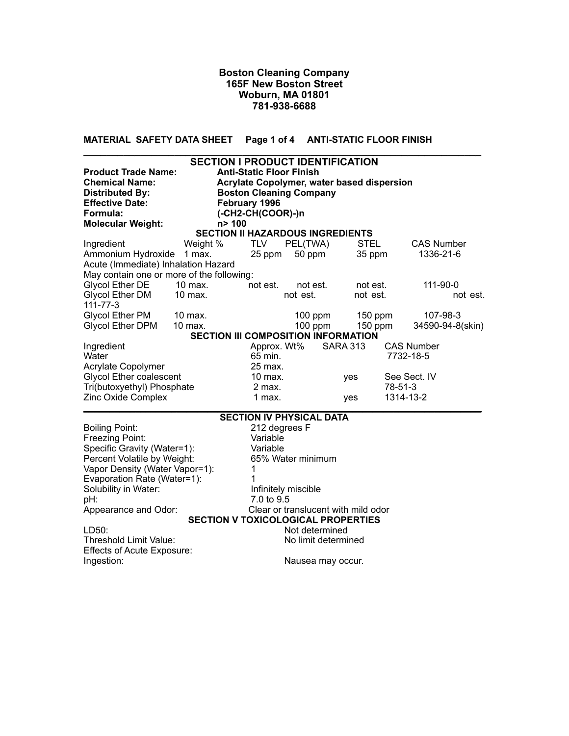**Boston Cleaning Company**
**165F New Boston Street**
**Woburn, MA 01801**
**781-938-6688**

**MATERIAL SAFETY DATA SHEET    Page 1 of 4    ANTI-STATIC FLOOR FINISH**

## SECTION I PRODUCT IDENTIFICATION

| | |
|---|---|
| **Product Trade Name:** | **Anti-Static Floor Finish** |
| **Chemical Name:** | **Acrylate Copolymer, water based dispersion** |
| **Distributed By:** | **Boston Cleaning Company** |
| **Effective Date:** | **February 1996** |
| **Formula:** | **(-CH2-CH(COOR)-)n** |
| **Molecular Weight:** | **n> 100** |

## SECTION II HAZARDOUS INGREDIENTS

| Ingredient | Weight % | TLV | PEL(TWA) | STEL | CAS Number |
|---|---|---|---|---|---|
| Ammonium Hydroxide | 1 max. | 25 ppm | 50 ppm | 35 ppm | 1336-21-6 |

Acute (Immediate) Inhalation Hazard

May contain one or more of the following:

| Ingredient | Weight % | TLV | PEL(TWA) | STEL | CAS Number |
|---|---|---|---|---|---|
| Glycol Ether DE | 10 max. | not est. | not est. | not est. | 111-90-0 |
| Glycol Ether DM | 10 max. | | not est. | not est. | not est. 111-77-3 |
| Glycol Ether PM | 10 max. | | 100 ppm | 150 ppm | 107-98-3 |
| Glycol Ether DPM | 10 max. | | 100 ppm | 150 ppm | 34590-94-8(skin) |

## SECTION III COMPOSITION INFORMATION

| Ingredient | Approx. Wt% | SARA 313 | CAS Number |
|---|---|---|---|
| Water | 65 min. | | 7732-18-5 |
| Acrylate Copolymer | 25 max. | | |
| Glycol Ether coalescent | 10 max. | yes | See Sect. IV |
| Tri(butoxyethyl) Phosphate | 2 max. | | 78-51-3 |
| Zinc Oxide Complex | 1 max. | yes | 1314-13-2 |

## SECTION IV PHYSICAL DATA

| | |
|---|---|
| Boiling Point: | 212 degrees F |
| Freezing Point: | Variable |
| Specific Gravity (Water=1): | Variable |
| Percent Volatile by Weight: | 65% Water minimum |
| Vapor Density (Water Vapor=1): | 1 |
| Evaporation Rate (Water=1): | 1 |
| Solubility in Water: | Infinitely miscible |
| pH: | 7.0 to 9.5 |
| Appearance and Odor: | Clear or translucent with mild odor |

## SECTION V TOXICOLOGICAL PROPERTIES

| | |
|---|---|
| LD50: | Not determined |
| Threshold Limit Value: | No limit determined |
| Effects of Acute Exposure: | |
| Ingestion: | Nausea may occur. |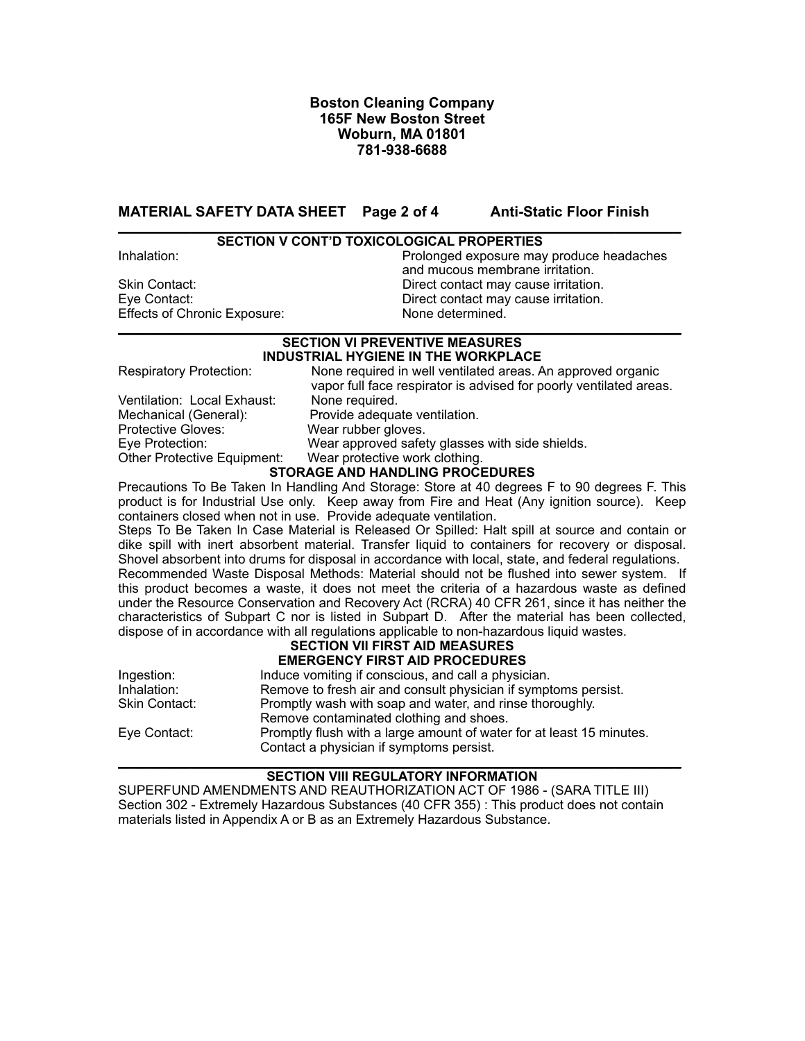**Boston Cleaning Company**
**165F New Boston Street**
**Woburn, MA 01801**
**781-938-6688**

**MATERIAL SAFETY DATA SHEET Page 2 of 4 Anti-Static Floor Finish**

---

## SECTION V CONT'D TOXICOLOGICAL PROPERTIES

| | |
|---|---|
| Inhalation: | Prolonged exposure may produce headaches and mucous membrane irritation. |
| Skin Contact: | Direct contact may cause irritation. |
| Eye Contact: | Direct contact may cause irritation. |
| Effects of Chronic Exposure: | None determined. |

---

## SECTION VI PREVENTIVE MEASURES
### INDUSTRIAL HYGIENE IN THE WORKPLACE

| | |
|---|---|
| Respiratory Protection: | None required in well ventilated areas. An approved organic vapor full face respirator is advised for poorly ventilated areas. |
| Ventilation: Local Exhaust: | None required. |
| Mechanical (General): | Provide adequate ventilation. |
| Protective Gloves: | Wear rubber gloves. |
| Eye Protection: | Wear approved safety glasses with side shields. |
| Other Protective Equipment: | Wear protective work clothing. |

### STORAGE AND HANDLING PROCEDURES

Precautions To Be Taken In Handling And Storage: Store at 40 degrees F to 90 degrees F. This product is for Industrial Use only. Keep away from Fire and Heat (Any ignition source). Keep containers closed when not in use. Provide adequate ventilation.

Steps To Be Taken In Case Material is Released Or Spilled: Halt spill at source and contain or dike spill with inert absorbent material. Transfer liquid to containers for recovery or disposal. Shovel absorbent into drums for disposal in accordance with local, state, and federal regulations.

Recommended Waste Disposal Methods: Material should not be flushed into sewer system. If this product becomes a waste, it does not meet the criteria of a hazardous waste as defined under the Resource Conservation and Recovery Act (RCRA) 40 CFR 261, since it has neither the characteristics of Subpart C nor is listed in Subpart D. After the material has been collected, dispose of in accordance with all regulations applicable to non-hazardous liquid wastes.

## SECTION VII FIRST AID MEASURES
### EMERGENCY FIRST AID PROCEDURES

| | |
|---|---|
| Ingestion: | Induce vomiting if conscious, and call a physician. |
| Inhalation: | Remove to fresh air and consult physician if symptoms persist. |
| Skin Contact: | Promptly wash with soap and water, and rinse thoroughly. Remove contaminated clothing and shoes. |
| Eye Contact: | Promptly flush with a large amount of water for at least 15 minutes. Contact a physician if symptoms persist. |

---

## SECTION VIII REGULATORY INFORMATION

SUPERFUND AMENDMENTS AND REAUTHORIZATION ACT OF 1986 - (SARA TITLE III)
Section 302 - Extremely Hazardous Substances (40 CFR 355) : This product does not contain materials listed in Appendix A or B as an Extremely Hazardous Substance.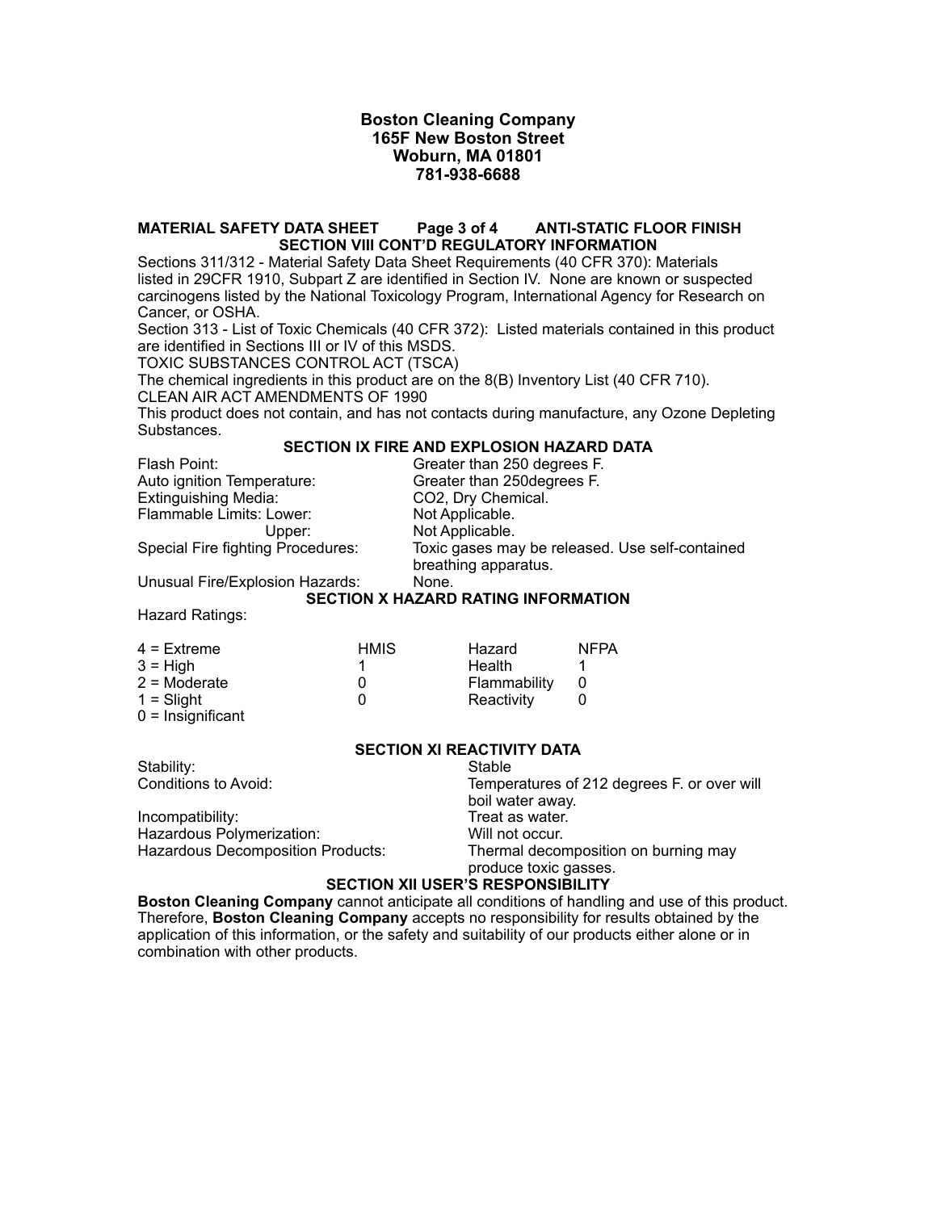**Boston Cleaning Company**
**165F New Boston Street**
**Woburn, MA 01801**
**781-938-6688**

**MATERIAL SAFETY DATA SHEET Page 3 of 4 ANTI-STATIC FLOOR FINISH**

## SECTION VIII CONT'D REGULATORY INFORMATION

Sections 311/312 - Material Safety Data Sheet Requirements (40 CFR 370): Materials listed in 29CFR 1910, Subpart Z are identified in Section IV. None are known or suspected carcinogens listed by the National Toxicology Program, International Agency for Research on Cancer, or OSHA.

Section 313 - List of Toxic Chemicals (40 CFR 372): Listed materials contained in this product are identified in Sections III or IV of this MSDS.

TOXIC SUBSTANCES CONTROL ACT (TSCA)

The chemical ingredients in this product are on the 8(B) Inventory List (40 CFR 710).

CLEAN AIR ACT AMENDMENTS OF 1990

This product does not contain, and has not contacts during manufacture, any Ozone Depleting Substances.

## SECTION IX FIRE AND EXPLOSION HAZARD DATA

| | |
|---|---|
| Flash Point: | Greater than 250 degrees F. |
| Auto ignition Temperature: | Greater than 250degrees F. |
| Extinguishing Media: | $CO_2$, Dry Chemical. |
| Flammable Limits: Lower: | Not Applicable. |
| Upper: | Not Applicable. |
| Special Fire fighting Procedures: | Toxic gases may be released. Use self-contained breathing apparatus. |
| Unusual Fire/Explosion Hazards: | None. |

## SECTION X HAZARD RATING INFORMATION

Hazard Ratings:

| | HMIS | Hazard | NFPA |
|---|---|---|---|
| 4 = Extreme | | | |
| 3 = High | 1 | Health | 1 |
| 2 = Moderate | 0 | Flammability | 0 |
| 1 = Slight | 0 | Reactivity | 0 |
| 0 = Insignificant | | | |

## SECTION XI REACTIVITY DATA

| | |
|---|---|
| Stability: | Stable |
| Conditions to Avoid: | Temperatures of 212 degrees F. or over will boil water away. |
| Incompatibility: | Treat as water. |
| Hazardous Polymerization: | Will not occur. |
| Hazardous Decomposition Products: | Thermal decomposition on burning may produce toxic gasses. |

## SECTION XII USER'S RESPONSIBILITY

**Boston Cleaning Company** cannot anticipate all conditions of handling and use of this product. Therefore, **Boston Cleaning Company** accepts no responsibility for results obtained by the application of this information, or the safety and suitability of our products either alone or in combination with other products.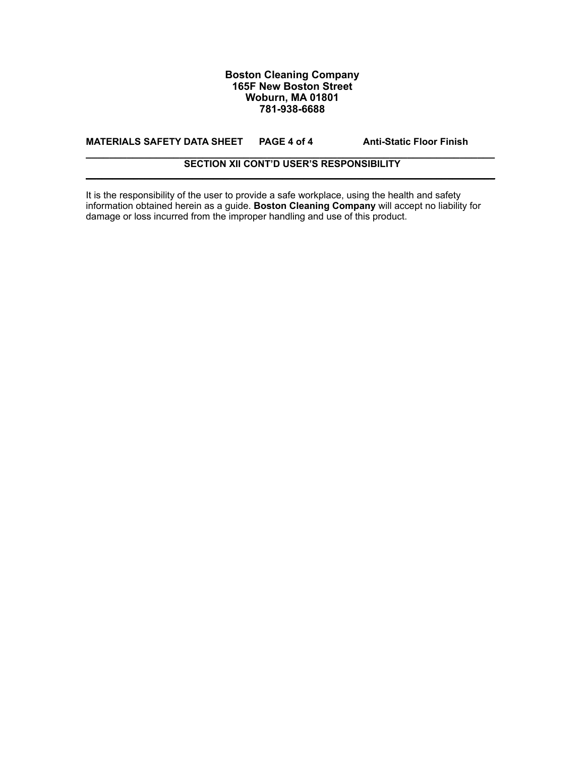**Boston Cleaning Company**
**165F New Boston Street**
**Woburn, MA 01801**
**781-938-6688**

**MATERIALS SAFETY DATA SHEET      PAGE 4 of 4      Anti-Static Floor Finish**

## SECTION XII CONT'D USER'S RESPONSIBILITY

It is the responsibility of the user to provide a safe workplace, using the health and safety information obtained herein as a guide. **Boston Cleaning Company** will accept no liability for damage or loss incurred from the improper handling and use of this product.